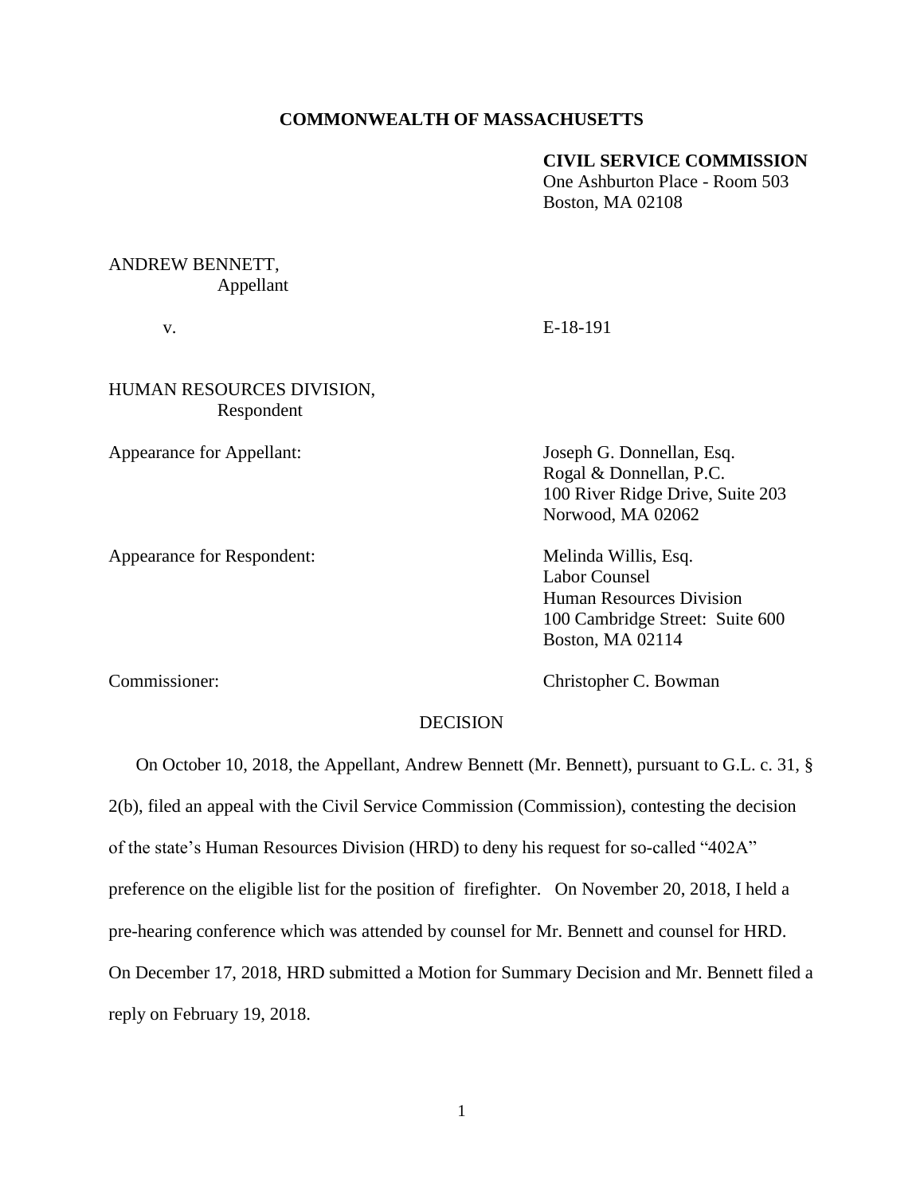**COMMONWEALTH OF MASSACHUSETTS**

**CIVIL SERVICE COMMISSION**
One Ashburton Place - Room 503
Boston, MA 02108

ANDREW BENNETT,
Appellant

v. E-18-191

HUMAN RESOURCES DIVISION,
Respondent

Appearance for Appellant: Joseph G. Donnellan, Esq.
Rogal & Donnellan, P.C.
100 River Ridge Drive, Suite 203
Norwood, MA 02062

Appearance for Respondent: Melinda Willis, Esq.
Labor Counsel
Human Resources Division
100 Cambridge Street: Suite 600
Boston, MA 02114

Commissioner: Christopher C. Bowman

DECISION

On October 10, 2018, the Appellant, Andrew Bennett (Mr. Bennett), pursuant to G.L. c. 31, § 2(b), filed an appeal with the Civil Service Commission (Commission), contesting the decision of the state's Human Resources Division (HRD) to deny his request for so-called "402A" preference on the eligible list for the position of firefighter. On November 20, 2018, I held a pre-hearing conference which was attended by counsel for Mr. Bennett and counsel for HRD. On December 17, 2018, HRD submitted a Motion for Summary Decision and Mr. Bennett filed a reply on February 19, 2018.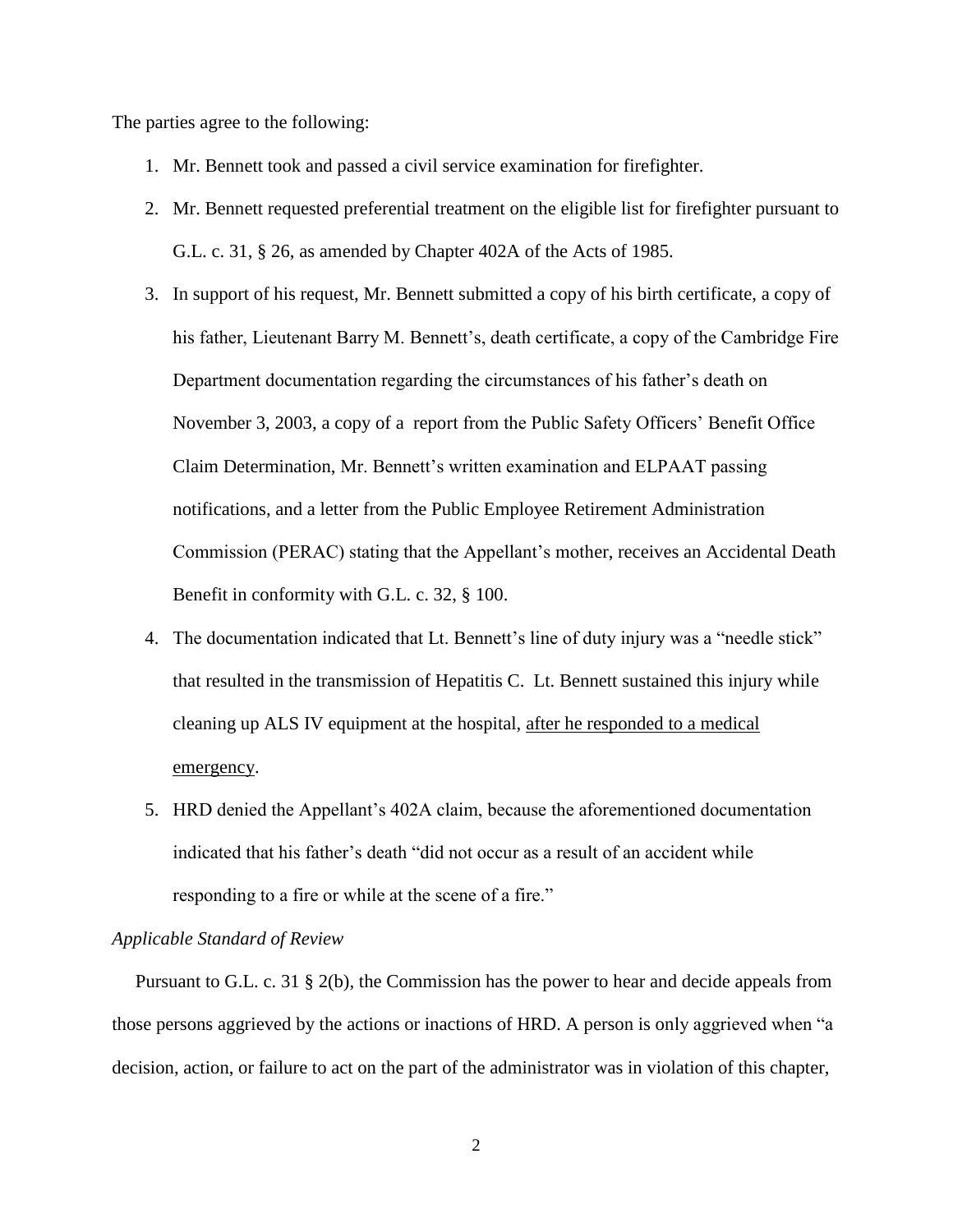The parties agree to the following:

1. Mr. Bennett took and passed a civil service examination for firefighter.
2. Mr. Bennett requested preferential treatment on the eligible list for firefighter pursuant to G.L. c. 31, § 26, as amended by Chapter 402A of the Acts of 1985.
3. In support of his request, Mr. Bennett submitted a copy of his birth certificate, a copy of his father, Lieutenant Barry M. Bennett's, death certificate, a copy of the Cambridge Fire Department documentation regarding the circumstances of his father's death on November 3, 2003, a copy of a report from the Public Safety Officers' Benefit Office Claim Determination, Mr. Bennett's written examination and ELPAAT passing notifications, and a letter from the Public Employee Retirement Administration Commission (PERAC) stating that the Appellant's mother, receives an Accidental Death Benefit in conformity with G.L. c. 32, § 100.
4. The documentation indicated that Lt. Bennett's line of duty injury was a "needle stick" that resulted in the transmission of Hepatitis C. Lt. Bennett sustained this injury while cleaning up ALS IV equipment at the hospital, <u>after he responded to a medical emergency</u>.
5. HRD denied the Appellant's 402A claim, because the aforementioned documentation indicated that his father's death "did not occur as a result of an accident while responding to a fire or while at the scene of a fire."

*Applicable Standard of Review*

Pursuant to G.L. c. 31 § 2(b), the Commission has the power to hear and decide appeals from those persons aggrieved by the actions or inactions of HRD. A person is only aggrieved when "a decision, action, or failure to act on the part of the administrator was in violation of this chapter,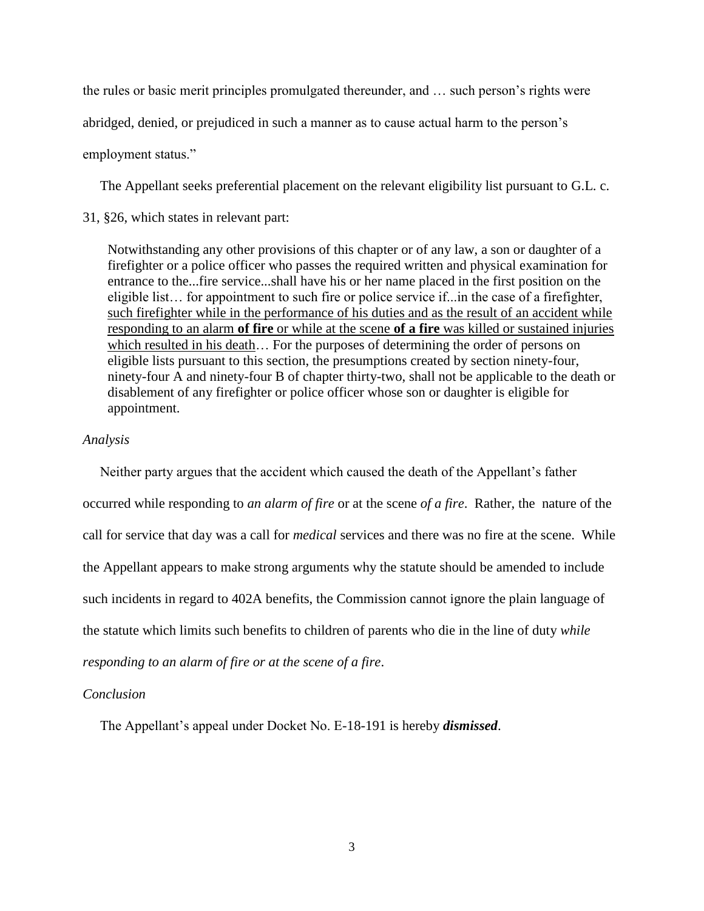the rules or basic merit principles promulgated thereunder, and … such person's rights were abridged, denied, or prejudiced in such a manner as to cause actual harm to the person's employment status."

The Appellant seeks preferential placement on the relevant eligibility list pursuant to G.L. c. 31, §26, which states in relevant part:

> Notwithstanding any other provisions of this chapter or of any law, a son or daughter of a firefighter or a police officer who passes the required written and physical examination for entrance to the...fire service...shall have his or her name placed in the first position on the eligible list… for appointment to such fire or police service if...in the case of a firefighter, <u>such firefighter while in the performance of his duties and as the result of an accident while responding to an alarm **of fire** or while at the scene **of a fire** was killed or sustained injuries which resulted in his death</u>… For the purposes of determining the order of persons on eligible lists pursuant to this section, the presumptions created by section ninety-four, ninety-four A and ninety-four B of chapter thirty-two, shall not be applicable to the death or disablement of any firefighter or police officer whose son or daughter is eligible for appointment.

*Analysis*

Neither party argues that the accident which caused the death of the Appellant's father occurred while responding to *an alarm of fire* or at the scene *of a fire*. Rather, the nature of the call for service that day was a call for *medical* services and there was no fire at the scene. While the Appellant appears to make strong arguments why the statute should be amended to include such incidents in regard to 402A benefits, the Commission cannot ignore the plain language of the statute which limits such benefits to children of parents who die in the line of duty *while responding to an alarm of fire or at the scene of a fire*.

*Conclusion*

The Appellant's appeal under Docket No. E-18-191 is hereby ***dismissed***.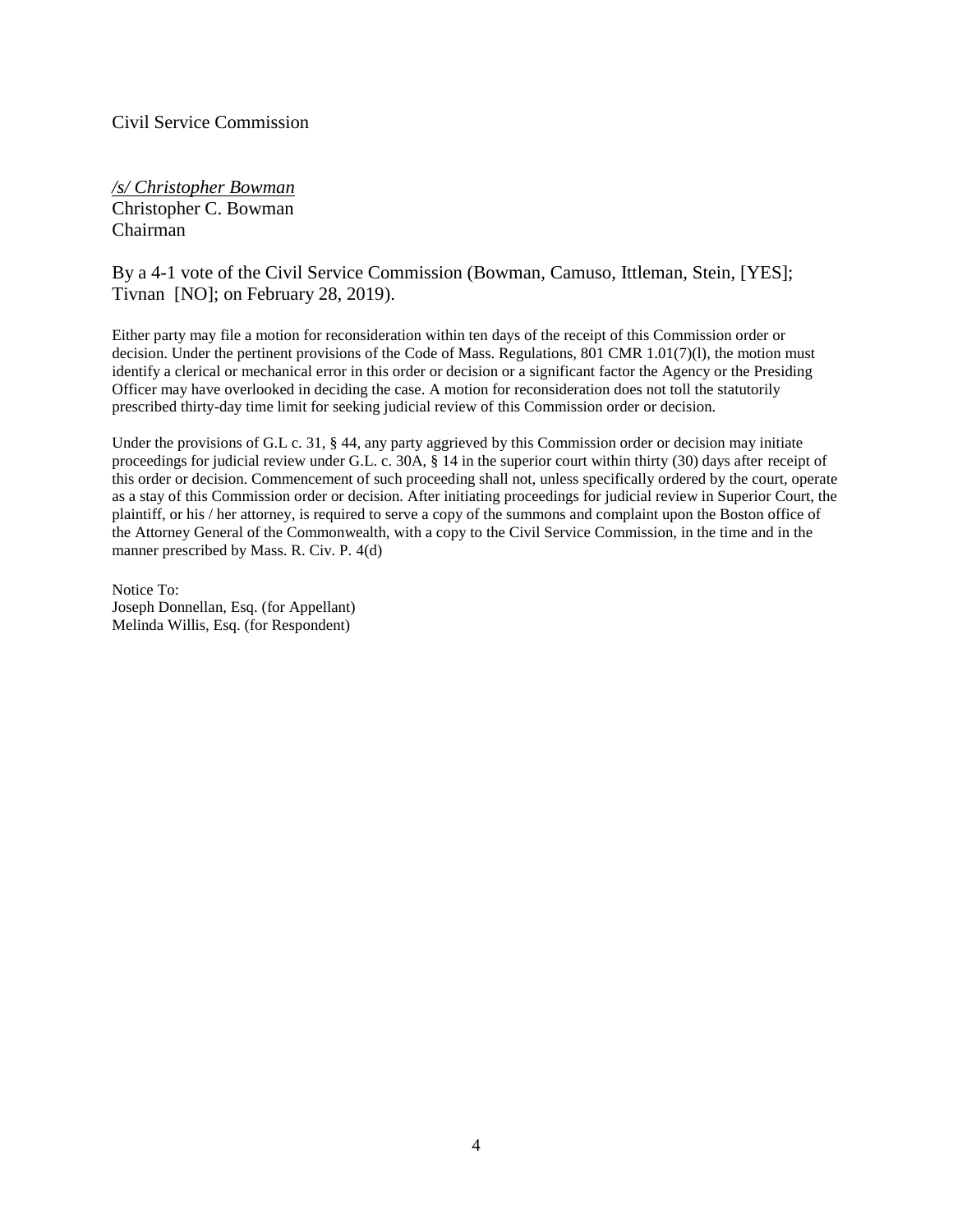Civil Service Commission

*/s/ Christopher Bowman*
Christopher C. Bowman
Chairman

By a 4-1 vote of the Civil Service Commission (Bowman, Camuso, Ittleman, Stein, [YES]; Tivnan [NO]; on February 28, 2019).

Either party may file a motion for reconsideration within ten days of the receipt of this Commission order or decision. Under the pertinent provisions of the Code of Mass. Regulations, 801 CMR 1.01(7)(l), the motion must identify a clerical or mechanical error in this order or decision or a significant factor the Agency or the Presiding Officer may have overlooked in deciding the case. A motion for reconsideration does not toll the statutorily prescribed thirty-day time limit for seeking judicial review of this Commission order or decision.

Under the provisions of G.L c. 31, § 44, any party aggrieved by this Commission order or decision may initiate proceedings for judicial review under G.L. c. 30A, § 14 in the superior court within thirty (30) days after receipt of this order or decision. Commencement of such proceeding shall not, unless specifically ordered by the court, operate as a stay of this Commission order or decision. After initiating proceedings for judicial review in Superior Court, the plaintiff, or his / her attorney, is required to serve a copy of the summons and complaint upon the Boston office of the Attorney General of the Commonwealth, with a copy to the Civil Service Commission, in the time and in the manner prescribed by Mass. R. Civ. P. 4(d)

Notice To:
Joseph Donnellan, Esq. (for Appellant)
Melinda Willis, Esq. (for Respondent)